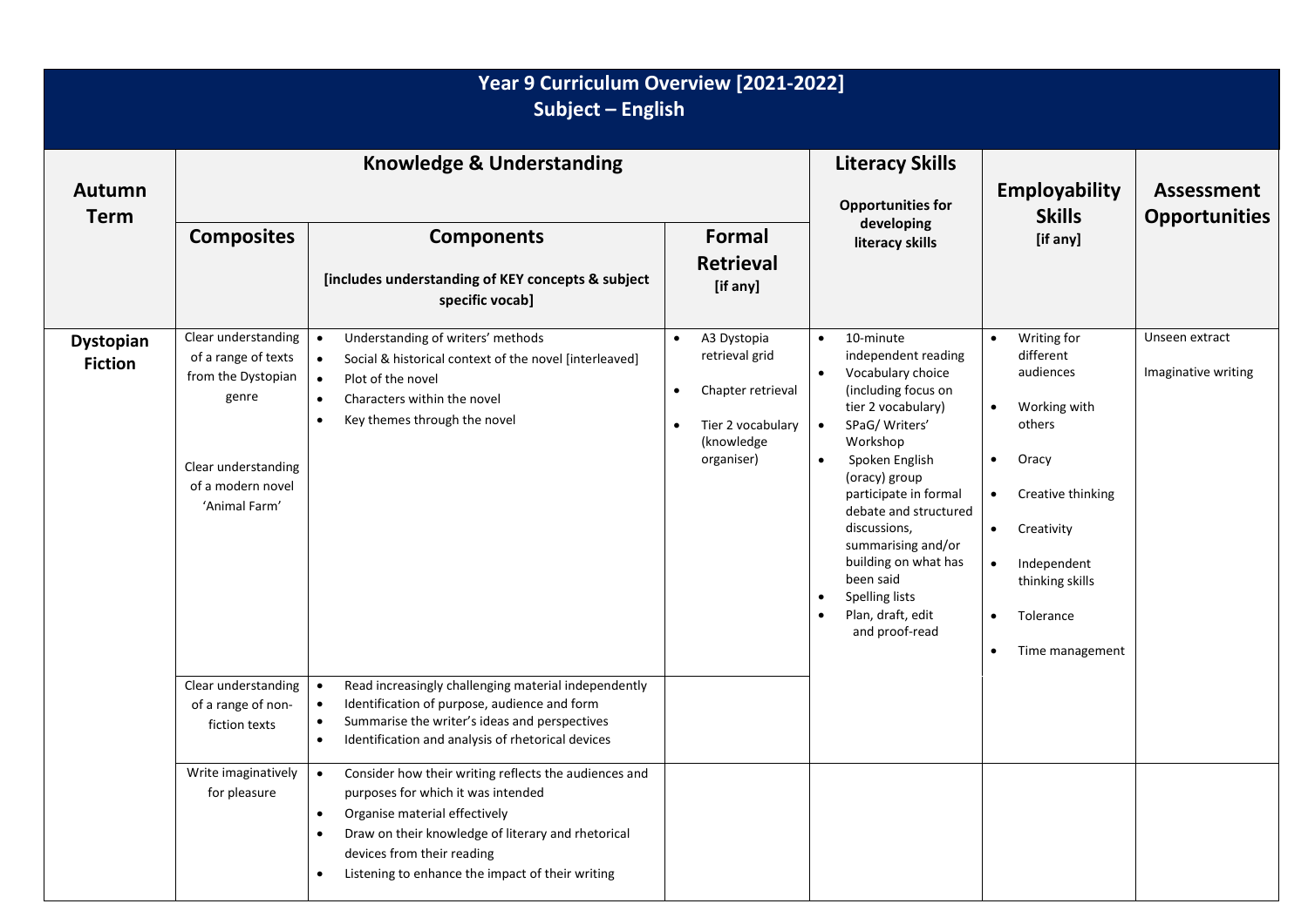# Year 9 Curriculum Overview [2021-2022]
## Subject – English

| Autumn Term | Knowledge & Understanding | | | Literacy Skills<br>Opportunities for developing literacy skills | Employability Skills [if any] | Assessment Opportunities |
|---|---|---|---|---|---|---|
| | **Composites** | **Components**<br>[includes understanding of KEY concepts & subject specific vocab] | **Formal Retrieval** [if any] | | | |
| **Dystopian Fiction** | Clear understanding of a range of texts from the Dystopian genre<br><br>Clear understanding of a modern novel 'Animal Farm' | • Understanding of writers' methods<br>• Social & historical context of the novel [interleaved]<br>• Plot of the novel<br>• Characters within the novel<br>• Key themes through the novel | • A3 Dystopia retrieval grid<br>• Chapter retrieval<br>• Tier 2 vocabulary (knowledge organiser) | • 10-minute independent reading<br>• Vocabulary choice (including focus on tier 2 vocabulary)<br>• SPaG/ Writers' Workshop<br>• Spoken English (oracy) group participate in formal debate and structured discussions, summarising and/or building on what has been said<br>• Spelling lists<br>• Plan, draft, edit and proof-read | • Writing for different audiences<br>• Working with others<br>• Oracy<br>• Creative thinking<br>• Creativity<br>• Independent thinking skills<br>• Tolerance<br>• Time management | Unseen extract<br><br>Imaginative writing |
| | Clear understanding of a range of non-fiction texts | • Read increasingly challenging material independently<br>• Identification of purpose, audience and form<br>• Summarise the writer's ideas and perspectives<br>• Identification and analysis of rhetorical devices | | | | |
| | Write imaginatively for pleasure | • Consider how their writing reflects the audiences and purposes for which it was intended<br>• Organise material effectively<br>• Draw on their knowledge of literary and rhetorical devices from their reading<br>• Listening to enhance the impact of their writing | | | | |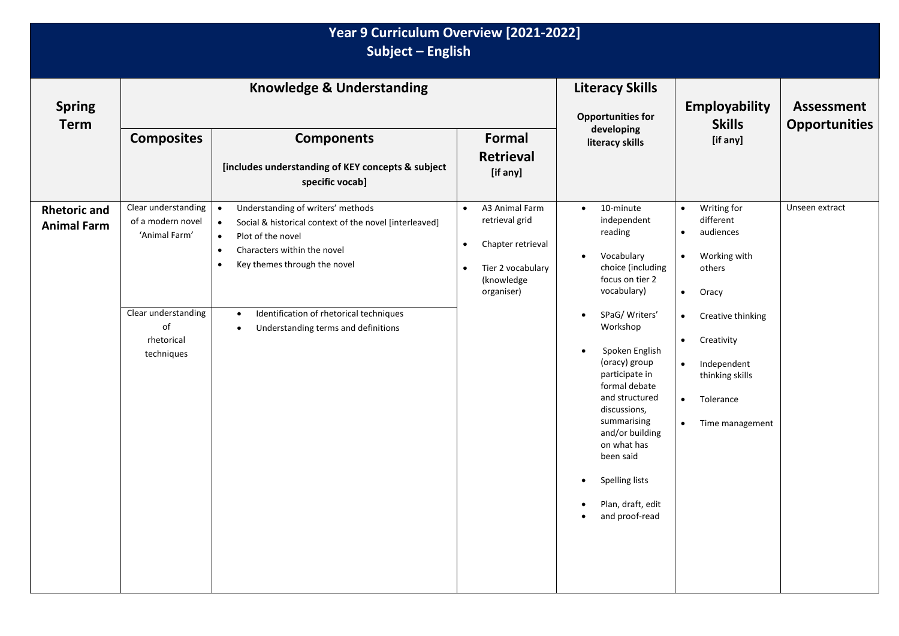# Year 9 Curriculum Overview [2021-2022]
## Subject – English

| Spring Term | Knowledge & Understanding | | | Literacy Skills | Employability Skills [if any] | Assessment Opportunities |
|---|---|---|---|---|---|---|
| | **Composites** | **Components** [includes understanding of KEY concepts & subject specific vocab] | **Formal Retrieval** [if any] | **Opportunities for developing literacy skills** | | |
| **Rhetoric and Animal Farm** | Clear understanding of a modern novel 'Animal Farm' | • Understanding of writers' methods<br>• Social & historical context of the novel [interleaved]<br>• Plot of the novel<br>• Characters within the novel<br>• Key themes through the novel | • A3 Animal Farm retrieval grid<br>• Chapter retrieval<br>• Tier 2 vocabulary (knowledge organiser) | • 10-minute independent reading<br>• Vocabulary choice (including focus on tier 2 vocabulary)<br>• SPaG/ Writers' Workshop<br>• Spoken English (oracy) group participate in formal debate and structured discussions, summarising and/or building on what has been said<br>• Spelling lists<br>• Plan, draft, edit<br>• and proof-read | • Writing for different<br>• audiences<br>• Working with others<br>• Oracy<br>• Creative thinking<br>• Creativity<br>• Independent thinking skills<br>• Tolerance<br>• Time management | Unseen extract |
| | Clear understanding of rhetorical techniques | • Identification of rhetorical techniques<br>• Understanding terms and definitions | | | | |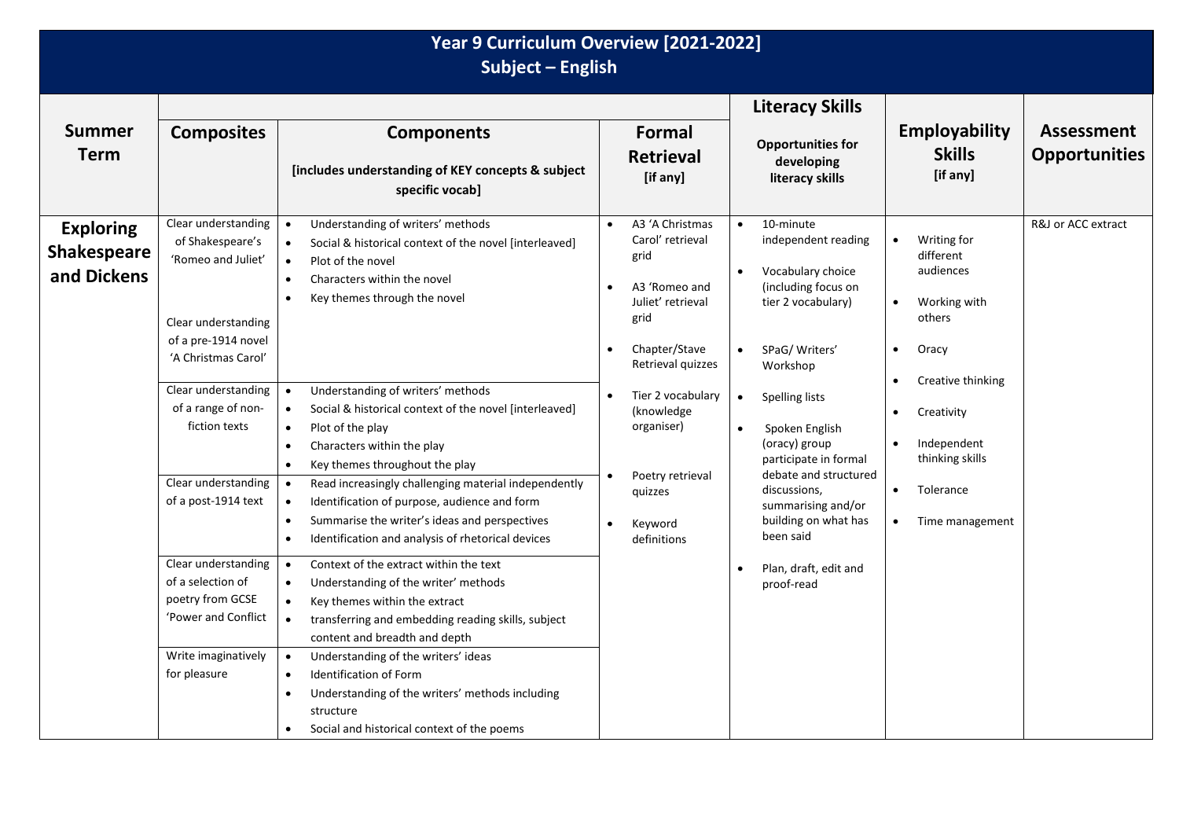# Year 9 Curriculum Overview [2021-2022]
## Subject – English

| Summer Term | Composites | Components [includes understanding of KEY concepts & subject specific vocab] | Formal Retrieval [if any] | Literacy Skills<br>Opportunities for developing literacy skills | Employability Skills [if any] | Assessment Opportunities |
|---|---|---|---|---|---|---|
| **Exploring Shakespeare and Dickens** | Clear understanding of Shakespeare's 'Romeo and Juliet'<br><br>Clear understanding of a pre-1914 novel 'A Christmas Carol' | • Understanding of writers' methods<br>• Social & historical context of the novel [interleaved]<br>• Plot of the novel<br>• Characters within the novel<br>• Key themes through the novel | • A3 'A Christmas Carol' retrieval grid<br>• A3 'Romeo and Juliet' retrieval grid<br>• Chapter/Stave Retrieval quizzes<br>• Tier 2 vocabulary (knowledge organiser)<br>• Poetry retrieval quizzes<br>• Keyword definitions | • 10-minute independent reading<br>• Vocabulary choice (including focus on tier 2 vocabulary)<br>• SPaG/ Writers' Workshop<br>• Spelling lists<br>• Spoken English (oracy) group participate in formal debate and structured discussions, summarising and/or building on what has been said<br>• Plan, draft, edit and proof-read | • Writing for different audiences<br>• Working with others<br>• Oracy<br>• Creative thinking<br>• Creativity<br>• Independent thinking skills<br>• Tolerance<br>• Time management | R&J or ACC extract |
| | Clear understanding of a range of non-fiction texts | • Understanding of writers' methods<br>• Social & historical context of the novel [interleaved]<br>• Plot of the play<br>• Characters within the play<br>• Key themes throughout the play | | | | |
| | Clear understanding of a post-1914 text | • Read increasingly challenging material independently<br>• Identification of purpose, audience and form<br>• Summarise the writer's ideas and perspectives<br>• Identification and analysis of rhetorical devices | | | | |
| | Clear understanding of a selection of poetry from GCSE 'Power and Conflict | • Context of the extract within the text<br>• Understanding of the writer' methods<br>• Key themes within the extract<br>• transferring and embedding reading skills, subject content and breadth and depth | | | | |
| | Write imaginatively for pleasure | • Understanding of the writers' ideas<br>• Identification of Form<br>• Understanding of the writers' methods including structure<br>• Social and historical context of the poems | | | | |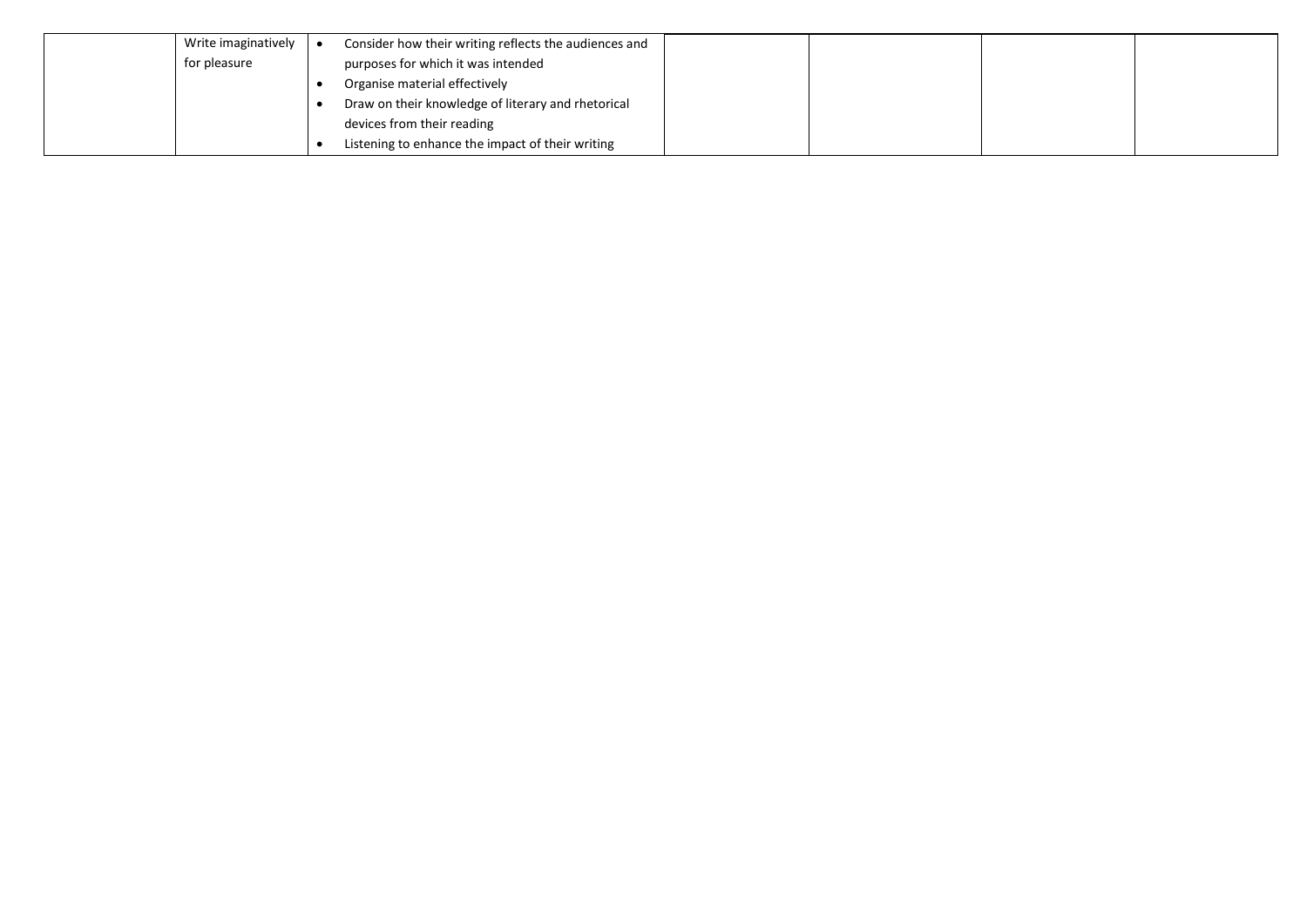| | | | | | | |
|---|---|---|---|---|---|---|
| | Write imaginatively for pleasure | • Consider how their writing reflects the audiences and purposes for which it was intended<br>• Organise material effectively<br>• Draw on their knowledge of literary and rhetorical devices from their reading<br>• Listening to enhance the impact of their writing | | | | |